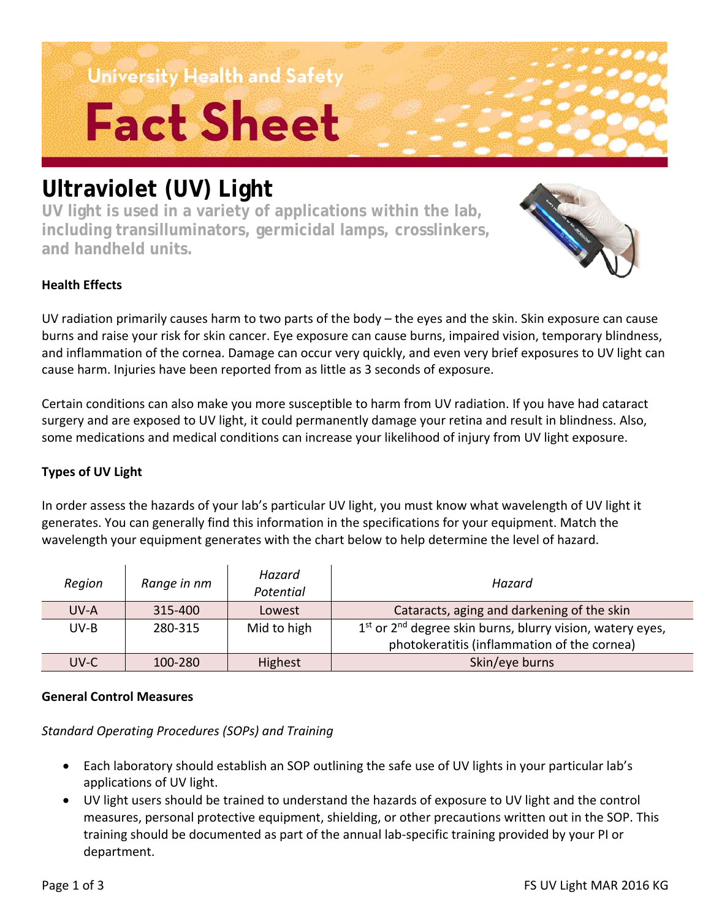University Health and Safety

# Fact Sheet

## Ultraviolet (UV) Light

**UV light is used in a variety of applications within the lab, including transilluminators, germicidal lamps, crosslinkers, and handheld units.**

### Health Effects

UV radiation primarily causes harm to two parts of the body – the eyes and the skin. Skin exposure can cause burns and raise your risk for skin cancer. Eye exposure can cause burns, impaired vision, temporary blindness, and inflammation of the cornea. Damage can occur very quickly, and even very brief exposures to UV light can cause harm. Injuries have been reported from as little as 3 seconds of exposure.

Certain conditions can also make you more susceptible to harm from UV radiation. If you have had cataract surgery and are exposed to UV light, it could permanently damage your retina and result in blindness. Also, some medications and medical conditions can increase your likelihood of injury from UV light exposure.

### Types of UV Light

In order assess the hazards of your lab's particular UV light, you must know what wavelength of UV light it generates. You can generally find this information in the specifications for your equipment. Match the wavelength your equipment generates with the chart below to help determine the level of hazard.

| *Region* | *Range in nm* | *Hazard Potential* | *Hazard* |
|---|---|---|---|
| UV-A | 315-400 | Lowest | Cataracts, aging and darkening of the skin |
| UV-B | 280-315 | Mid to high | 1st or 2nd degree skin burns, blurry vision, watery eyes, photokeratitis (inflammation of the cornea) |
| UV-C | 100-280 | Highest | Skin/eye burns |

### General Control Measures

*Standard Operating Procedures (SOPs) and Training*

- Each laboratory should establish an SOP outlining the safe use of UV lights in your particular lab's applications of UV light.
- UV light users should be trained to understand the hazards of exposure to UV light and the control measures, personal protective equipment, shielding, or other precautions written out in the SOP. This training should be documented as part of the annual lab-specific training provided by your PI or department.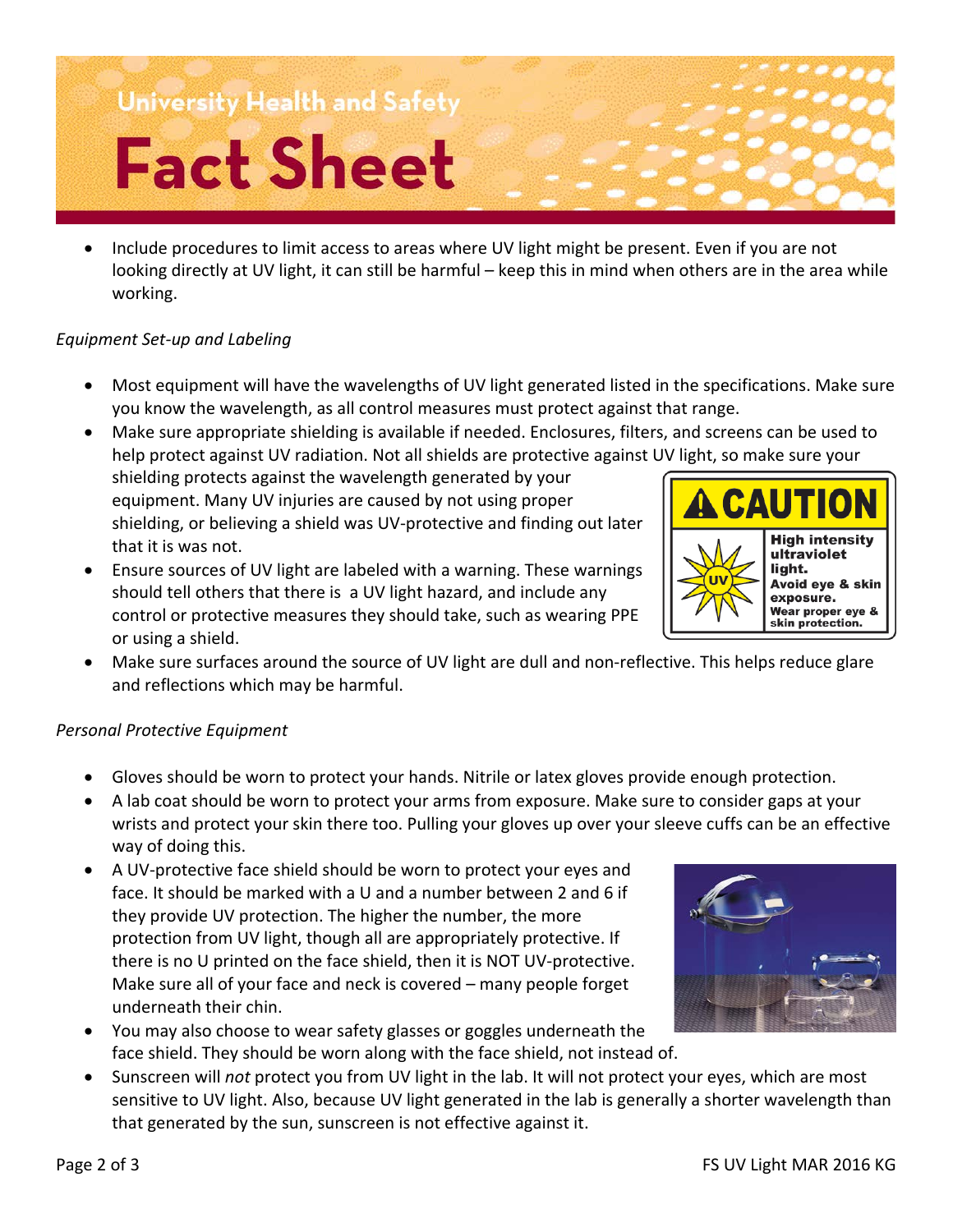- Include procedures to limit access to areas where UV light might be present. Even if you are not looking directly at UV light, it can still be harmful – keep this in mind when others are in the area while working.

*Equipment Set-up and Labeling*

- Most equipment will have the wavelengths of UV light generated listed in the specifications. Make sure you know the wavelength, as all control measures must protect against that range.
- Make sure appropriate shielding is available if needed. Enclosures, filters, and screens can be used to help protect against UV radiation. Not all shields are protective against UV light, so make sure your shielding protects against the wavelength generated by your equipment. Many UV injuries are caused by not using proper shielding, or believing a shield was UV-protective and finding out later that it is was not.
- Ensure sources of UV light are labeled with a warning. These warnings should tell others that there is a UV light hazard, and include any control or protective measures they should take, such as wearing PPE or using a shield.
- Make sure surfaces around the source of UV light are dull and non-reflective. This helps reduce glare and reflections which may be harmful.

*Personal Protective Equipment*

- Gloves should be worn to protect your hands. Nitrile or latex gloves provide enough protection.
- A lab coat should be worn to protect your arms from exposure. Make sure to consider gaps at your wrists and protect your skin there too. Pulling your gloves up over your sleeve cuffs can be an effective way of doing this.
- A UV-protective face shield should be worn to protect your eyes and face. It should be marked with a U and a number between 2 and 6 if they provide UV protection. The higher the number, the more protection from UV light, though all are appropriately protective. If there is no U printed on the face shield, then it is NOT UV-protective. Make sure all of your face and neck is covered – many people forget underneath their chin.
- You may also choose to wear safety glasses or goggles underneath the face shield. They should be worn along with the face shield, not instead of.
- Sunscreen will *not* protect you from UV light in the lab. It will not protect your eyes, which are most sensitive to UV light. Also, because UV light generated in the lab is generally a shorter wavelength than that generated by the sun, sunscreen is not effective against it.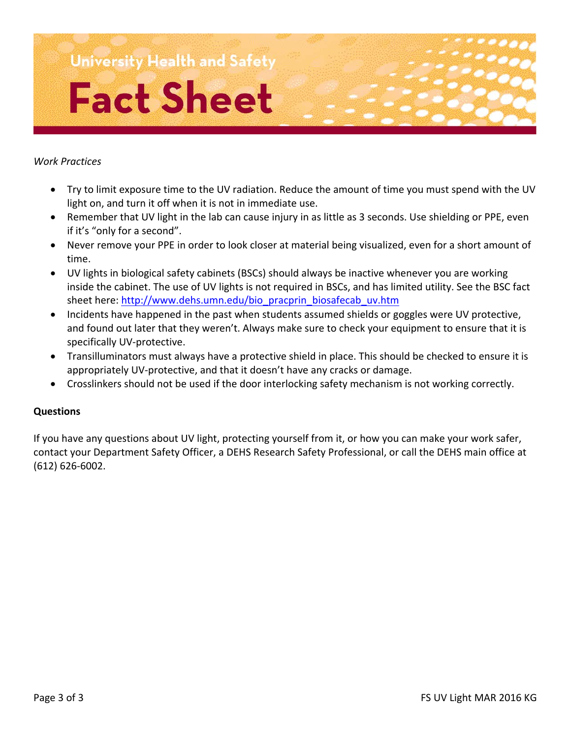*Work Practices*

- Try to limit exposure time to the UV radiation. Reduce the amount of time you must spend with the UV light on, and turn it off when it is not in immediate use.
- Remember that UV light in the lab can cause injury in as little as 3 seconds. Use shielding or PPE, even if it's "only for a second".
- Never remove your PPE in order to look closer at material being visualized, even for a short amount of time.
- UV lights in biological safety cabinets (BSCs) should always be inactive whenever you are working inside the cabinet. The use of UV lights is not required in BSCs, and has limited utility. See the BSC fact sheet here: http://www.dehs.umn.edu/bio_pracprin_biosafecab_uv.htm
- Incidents have happened in the past when students assumed shields or goggles were UV protective, and found out later that they weren't. Always make sure to check your equipment to ensure that it is specifically UV-protective.
- Transilluminators must always have a protective shield in place. This should be checked to ensure it is appropriately UV-protective, and that it doesn't have any cracks or damage.
- Crosslinkers should not be used if the door interlocking safety mechanism is not working correctly.

**Questions**

If you have any questions about UV light, protecting yourself from it, or how you can make your work safer, contact your Department Safety Officer, a DEHS Research Safety Professional, or call the DEHS main office at (612) 626-6002.